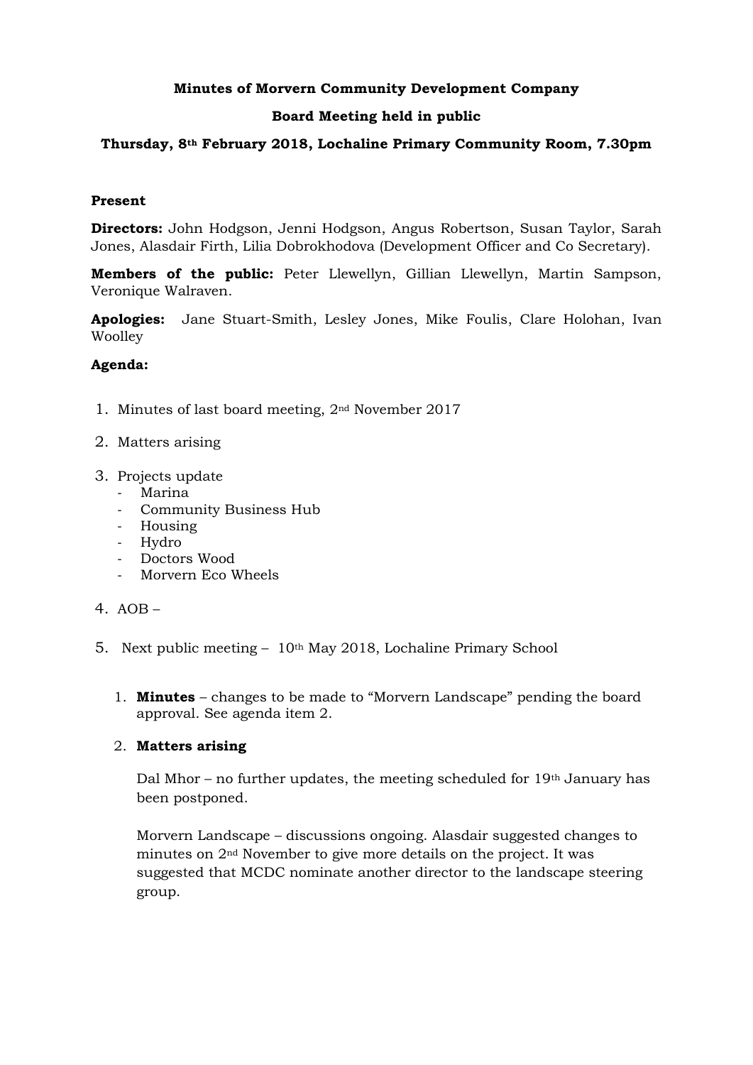**Minutes of Morvern Community Development Company**

**Board Meeting held in public**

**Thursday, 8th February 2018, Lochaline Primary Community Room, 7.30pm**

**Present**

**Directors:** John Hodgson, Jenni Hodgson, Angus Robertson, Susan Taylor, Sarah Jones, Alasdair Firth, Lilia Dobrokhodova (Development Officer and Co Secretary).

**Members of the public:** Peter Llewellyn, Gillian Llewellyn, Martin Sampson, Veronique Walraven.

**Apologies:** Jane Stuart-Smith, Lesley Jones, Mike Foulis, Clare Holohan, Ivan Woolley

**Agenda:**

1. Minutes of last board meeting, 2nd November 2017
2. Matters arising
3. Projects update
   - Marina
   - Community Business Hub
   - Housing
   - Hydro
   - Doctors Wood
   - Morvern Eco Wheels
4. AOB –
5. Next public meeting – 10th May 2018, Lochaline Primary School

1. **Minutes** – changes to be made to "Morvern Landscape" pending the board approval. See agenda item 2.

2. **Matters arising**

   Dal Mhor – no further updates, the meeting scheduled for 19th January has been postponed.

   Morvern Landscape – discussions ongoing. Alasdair suggested changes to minutes on 2nd November to give more details on the project. It was suggested that MCDC nominate another director to the landscape steering group.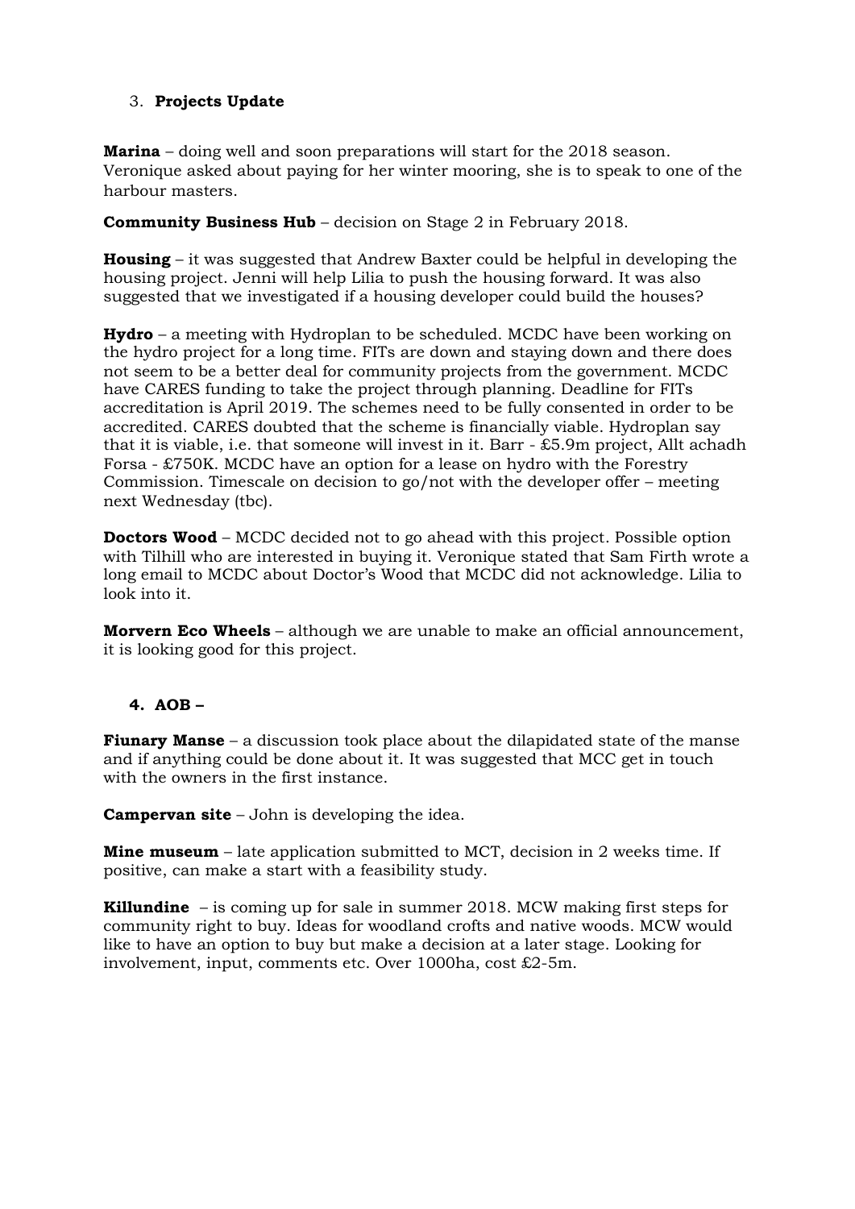3. **Projects Update**

**Marina** – doing well and soon preparations will start for the 2018 season. Veronique asked about paying for her winter mooring, she is to speak to one of the harbour masters.

**Community Business Hub** – decision on Stage 2 in February 2018.

**Housing** – it was suggested that Andrew Baxter could be helpful in developing the housing project. Jenni will help Lilia to push the housing forward. It was also suggested that we investigated if a housing developer could build the houses?

**Hydro** – a meeting with Hydroplan to be scheduled. MCDC have been working on the hydro project for a long time. FITs are down and staying down and there does not seem to be a better deal for community projects from the government. MCDC have CARES funding to take the project through planning. Deadline for FITs accreditation is April 2019. The schemes need to be fully consented in order to be accredited. CARES doubted that the scheme is financially viable. Hydroplan say that it is viable, i.e. that someone will invest in it. Barr - £5.9m project, Allt achadh Forsa - £750K. MCDC have an option for a lease on hydro with the Forestry Commission. Timescale on decision to go/not with the developer offer – meeting next Wednesday (tbc).

**Doctors Wood** – MCDC decided not to go ahead with this project. Possible option with Tilhill who are interested in buying it. Veronique stated that Sam Firth wrote a long email to MCDC about Doctor's Wood that MCDC did not acknowledge. Lilia to look into it.

**Morvern Eco Wheels** – although we are unable to make an official announcement, it is looking good for this project.

4. **AOB –**

**Fiunary Manse** – a discussion took place about the dilapidated state of the manse and if anything could be done about it. It was suggested that MCC get in touch with the owners in the first instance.

**Campervan site** – John is developing the idea.

**Mine museum** – late application submitted to MCT, decision in 2 weeks time. If positive, can make a start with a feasibility study.

**Killundine** – is coming up for sale in summer 2018. MCW making first steps for community right to buy. Ideas for woodland crofts and native woods. MCW would like to have an option to buy but make a decision at a later stage. Looking for involvement, input, comments etc. Over 1000ha, cost £2-5m.